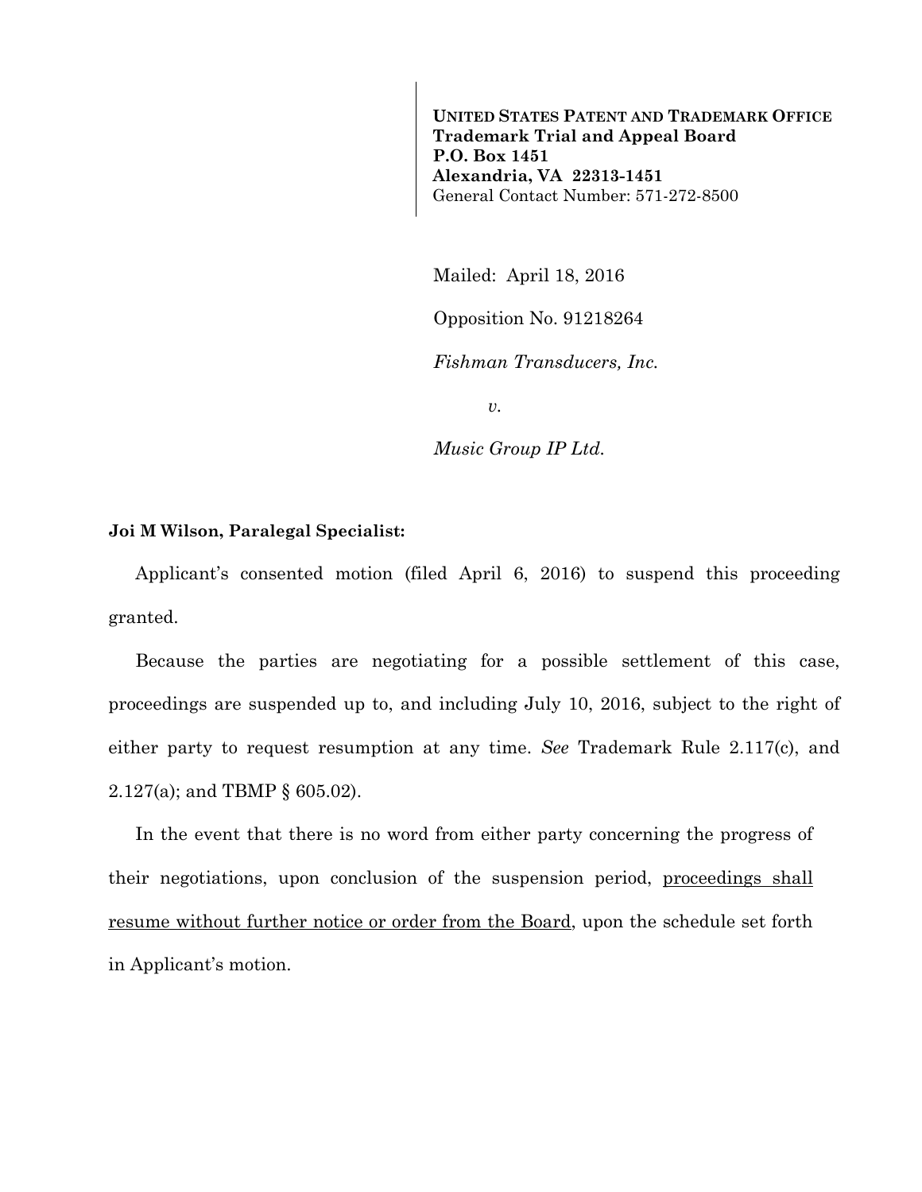**UNITED STATES PATENT AND TRADEMARK OFFICE**
**Trademark Trial and Appeal Board**
**P.O. Box 1451**
**Alexandria, VA 22313-1451**
General Contact Number: 571-272-8500

Mailed: April 18, 2016

Opposition No. 91218264

*Fishman Transducers, Inc.*

*v.*

*Music Group IP Ltd.*

**Joi M Wilson, Paralegal Specialist:**

Applicant's consented motion (filed April 6, 2016) to suspend this proceeding granted.

Because the parties are negotiating for a possible settlement of this case, proceedings are suspended up to, and including July 10, 2016, subject to the right of either party to request resumption at any time. *See* Trademark Rule 2.117(c), and 2.127(a); and TBMP § 605.02).

In the event that there is no word from either party concerning the progress of their negotiations, upon conclusion of the suspension period, <u>proceedings shall resume without further notice or order from the Board</u>, upon the schedule set forth in Applicant's motion.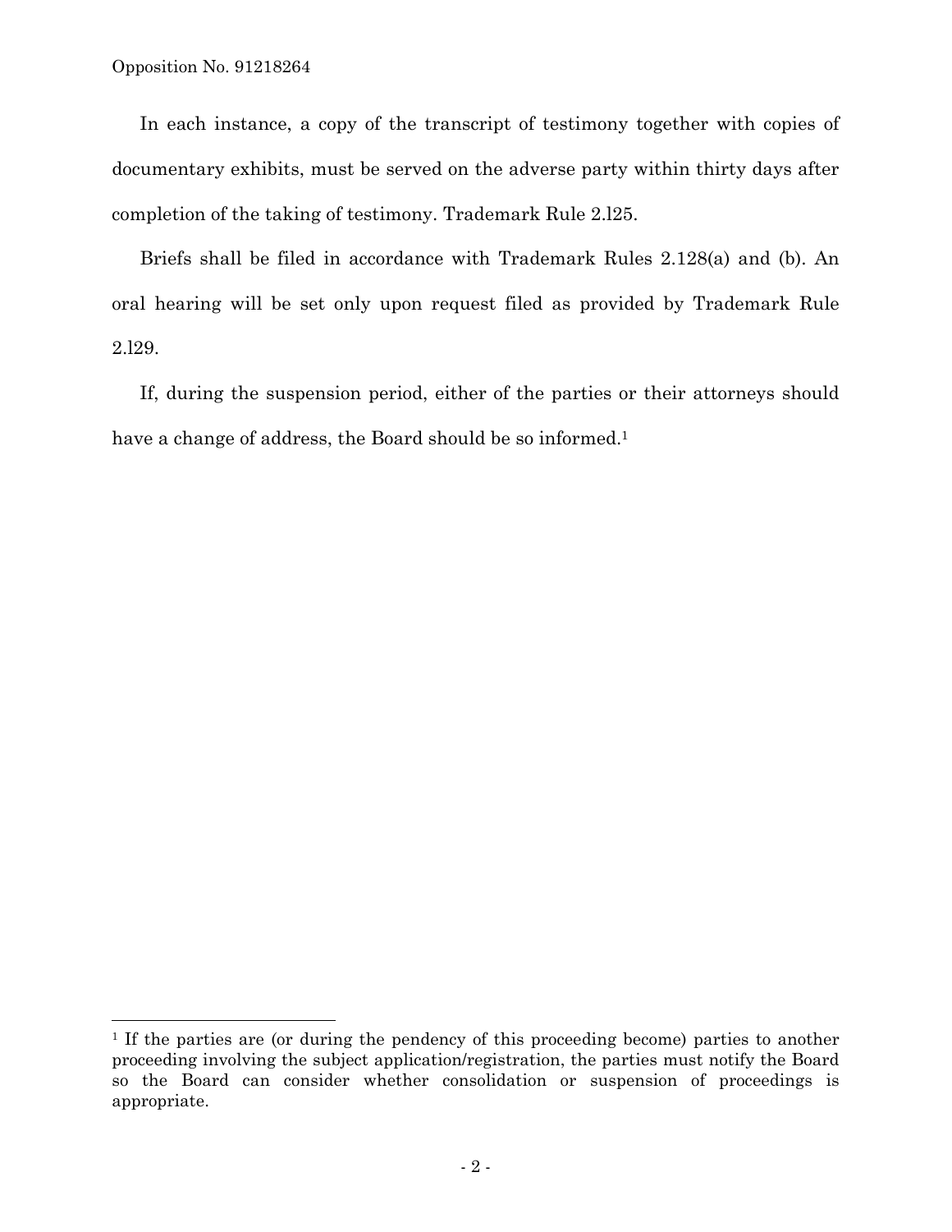In each instance, a copy of the transcript of testimony together with copies of documentary exhibits, must be served on the adverse party within thirty days after completion of the taking of testimony. Trademark Rule 2.l25.

Briefs shall be filed in accordance with Trademark Rules 2.128(a) and (b). An oral hearing will be set only upon request filed as provided by Trademark Rule 2.l29.

If, during the suspension period, either of the parties or their attorneys should have a change of address, the Board should be so informed.[1]

[1] If the parties are (or during the pendency of this proceeding become) parties to another proceeding involving the subject application/registration, the parties must notify the Board so the Board can consider whether consolidation or suspension of proceedings is appropriate.